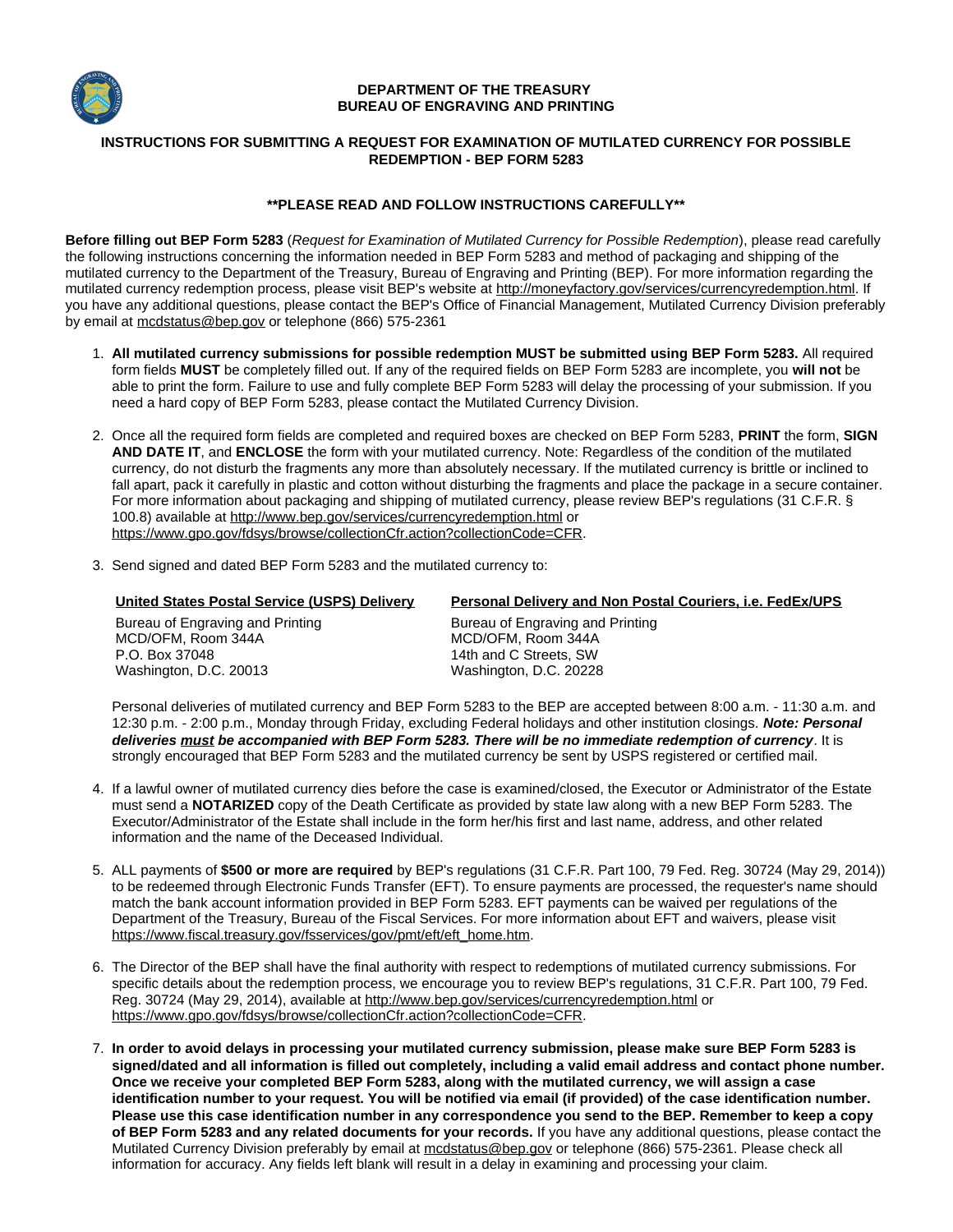**DEPARTMENT OF THE TREASURY**
**BUREAU OF ENGRAVING AND PRINTING**

## INSTRUCTIONS FOR SUBMITTING A REQUEST FOR EXAMINATION OF MUTILATED CURRENCY FOR POSSIBLE REDEMPTION - BEP FORM 5283

**\*\*PLEASE READ AND FOLLOW INSTRUCTIONS CAREFULLY\*\***

**Before filling out BEP Form 5283** (*Request for Examination of Mutilated Currency for Possible Redemption*), please read carefully the following instructions concerning the information needed in BEP Form 5283 and method of packaging and shipping of the mutilated currency to the Department of the Treasury, Bureau of Engraving and Printing (BEP). For more information regarding the mutilated currency redemption process, please visit BEP's website at http://moneyfactory.gov/services/currencyredemption.html. If you have any additional questions, please contact the BEP's Office of Financial Management, Mutilated Currency Division preferably by email at mcdstatus@bep.gov or telephone (866) 575-2361

1. **All mutilated currency submissions for possible redemption MUST be submitted using BEP Form 5283.** All required form fields **MUST** be completely filled out. If any of the required fields on BEP Form 5283 are incomplete, you **will not** be able to print the form. Failure to use and fully complete BEP Form 5283 will delay the processing of your submission. If you need a hard copy of BEP Form 5283, please contact the Mutilated Currency Division.

2. Once all the required form fields are completed and required boxes are checked on BEP Form 5283, **PRINT** the form, **SIGN AND DATE IT**, and **ENCLOSE** the form with your mutilated currency. Note: Regardless of the condition of the mutilated currency, do not disturb the fragments any more than absolutely necessary. If the mutilated currency is brittle or inclined to fall apart, pack it carefully in plastic and cotton without disturbing the fragments and place the package in a secure container. For more information about packaging and shipping of mutilated currency, please review BEP's regulations (31 C.F.R. § 100.8) available at http://www.bep.gov/services/currencyredemption.html or https://www.gpo.gov/fdsys/browse/collectionCfr.action?collectionCode=CFR.

3. Send signed and dated BEP Form 5283 and the mutilated currency to:

   **United States Postal Service (USPS) Delivery**

   Bureau of Engraving and Printing
   MCD/OFM, Room 344A
   P.O. Box 37048
   Washington, D.C. 20013

   **Personal Delivery and Non Postal Couriers, i.e. FedEx/UPS**

   Bureau of Engraving and Printing
   MCD/OFM, Room 344A
   14th and C Streets, SW
   Washington, D.C. 20228

   Personal deliveries of mutilated currency and BEP Form 5283 to the BEP are accepted between 8:00 a.m. - 11:30 a.m. and 12:30 p.m. - 2:00 p.m., Monday through Friday, excluding Federal holidays and other institution closings. ***Note: Personal deliveries must be accompanied with BEP Form 5283. There will be no immediate redemption of currency***. It is strongly encouraged that BEP Form 5283 and the mutilated currency be sent by USPS registered or certified mail.

4. If a lawful owner of mutilated currency dies before the case is examined/closed, the Executor or Administrator of the Estate must send a **NOTARIZED** copy of the Death Certificate as provided by state law along with a new BEP Form 5283. The Executor/Administrator of the Estate shall include in the form her/his first and last name, address, and other related information and the name of the Deceased Individual.

5. ALL payments of **$500 or more are required** by BEP's regulations (31 C.F.R. Part 100, 79 Fed. Reg. 30724 (May 29, 2014)) to be redeemed through Electronic Funds Transfer (EFT). To ensure payments are processed, the requester's name should match the bank account information provided in BEP Form 5283. EFT payments can be waived per regulations of the Department of the Treasury, Bureau of the Fiscal Services. For more information about EFT and waivers, please visit https://www.fiscal.treasury.gov/fsservices/gov/pmt/eft/eft_home.htm.

6. The Director of the BEP shall have the final authority with respect to redemptions of mutilated currency submissions. For specific details about the redemption process, we encourage you to review BEP's regulations, 31 C.F.R. Part 100, 79 Fed. Reg. 30724 (May 29, 2014), available at http://www.bep.gov/services/currencyredemption.html or https://www.gpo.gov/fdsys/browse/collectionCfr.action?collectionCode=CFR.

7. **In order to avoid delays in processing your mutilated currency submission, please make sure BEP Form 5283 is signed/dated and all information is filled out completely, including a valid email address and contact phone number. Once we receive your completed BEP Form 5283, along with the mutilated currency, we will assign a case identification number to your request. You will be notified via email (if provided) of the case identification number. Please use this case identification number in any correspondence you send to the BEP. Remember to keep a copy of BEP Form 5283 and any related documents for your records.** If you have any additional questions, please contact the Mutilated Currency Division preferably by email at mcdstatus@bep.gov or telephone (866) 575-2361. Please check all information for accuracy. Any fields left blank will result in a delay in examining and processing your claim.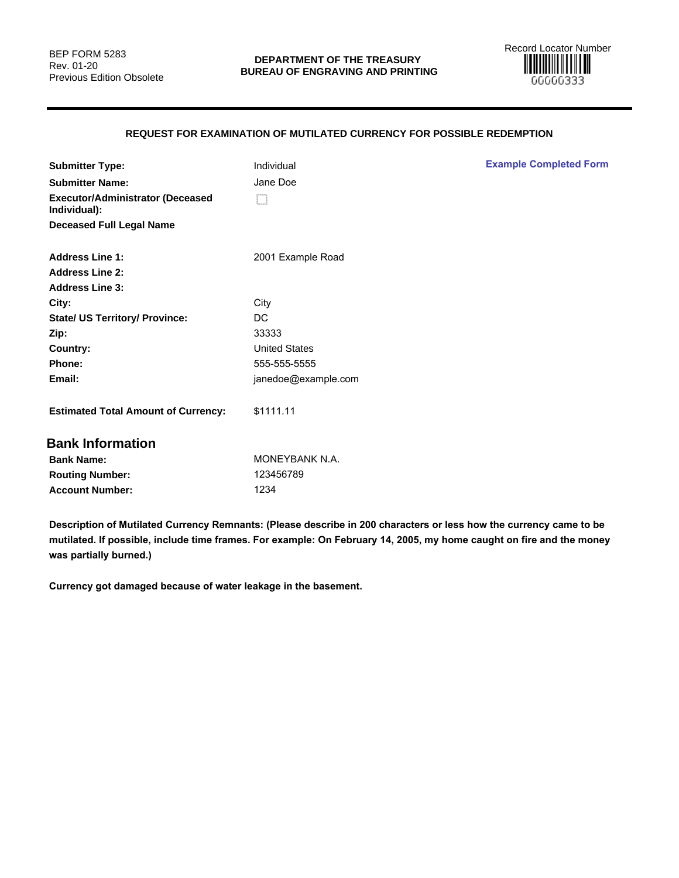BEP FORM 5283
Rev. 01-20
Previous Edition Obsolete

**DEPARTMENT OF THE TREASURY**
**BUREAU OF ENGRAVING AND PRINTING**

Record Locator Number
00000333

---

**REQUEST FOR EXAMINATION OF MUTILATED CURRENCY FOR POSSIBLE REDEMPTION**

**Example Completed Form**

| | |
|---|---|
| **Submitter Type:** | Individual |
| **Submitter Name:** | Jane Doe |
| **Executor/Administrator (Deceased Individual):** | ☐ |
| **Deceased Full Legal Name** | |
| **Address Line 1:** | 2001 Example Road |
| **Address Line 2:** | |
| **Address Line 3:** | |
| **City:** | City |
| **State/ US Territory/ Province:** | DC |
| **Zip:** | 33333 |
| **Country:** | United States |
| **Phone:** | 555-555-5555 |
| **Email:** | janedoe@example.com |
| **Estimated Total Amount of Currency:** | $1111.11 |

## Bank Information

| | |
|---|---|
| **Bank Name:** | MONEYBANK N.A. |
| **Routing Number:** | 123456789 |
| **Account Number:** | 1234 |

**Description of Mutilated Currency Remnants: (Please describe in 200 characters or less how the currency came to be mutilated. If possible, include time frames. For example: On February 14, 2005, my home caught on fire and the money was partially burned.)**

**Currency got damaged because of water leakage in the basement.**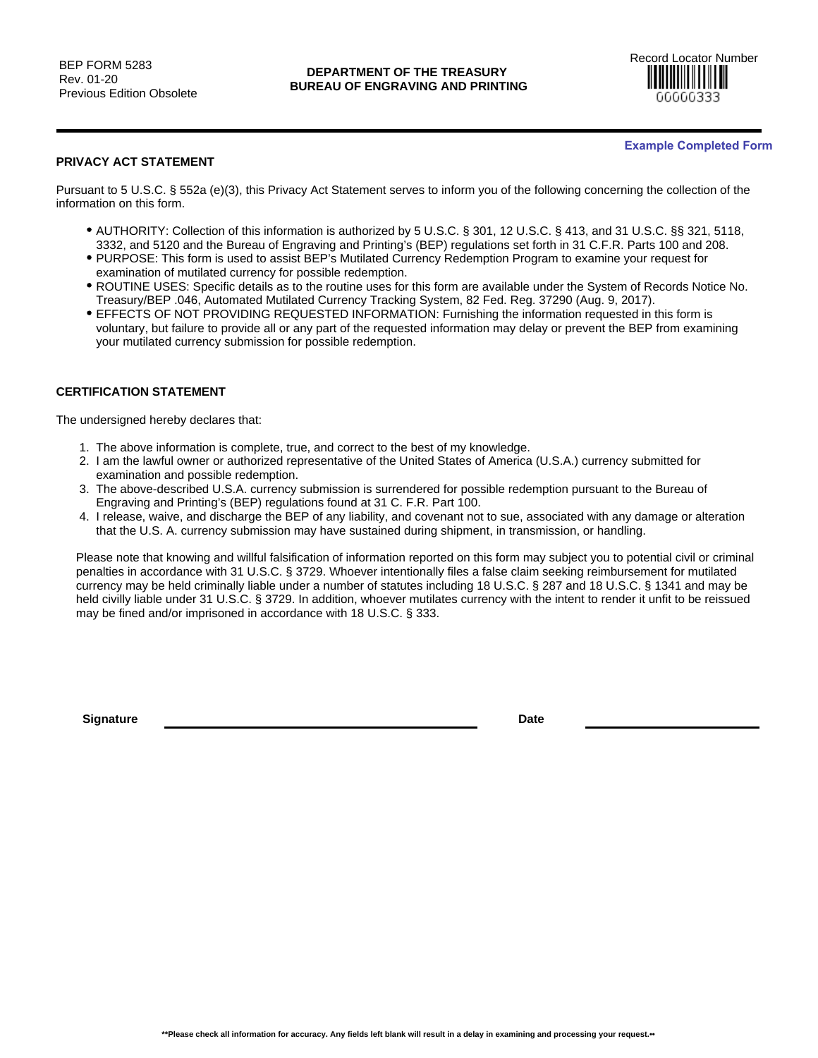BEP FORM 5283
Rev. 01-20
Previous Edition Obsolete

**DEPARTMENT OF THE TREASURY**
**BUREAU OF ENGRAVING AND PRINTING**

Record Locator Number
00000333

**Example Completed Form**

## PRIVACY ACT STATEMENT

Pursuant to 5 U.S.C. § 552a (e)(3), this Privacy Act Statement serves to inform you of the following concerning the collection of the information on this form.

- AUTHORITY: Collection of this information is authorized by 5 U.S.C. § 301, 12 U.S.C. § 413, and 31 U.S.C. §§ 321, 5118, 3332, and 5120 and the Bureau of Engraving and Printing's (BEP) regulations set forth in 31 C.F.R. Parts 100 and 208.
- PURPOSE: This form is used to assist BEP's Mutilated Currency Redemption Program to examine your request for examination of mutilated currency for possible redemption.
- ROUTINE USES: Specific details as to the routine uses for this form are available under the System of Records Notice No. Treasury/BEP .046, Automated Mutilated Currency Tracking System, 82 Fed. Reg. 37290 (Aug. 9, 2017).
- EFFECTS OF NOT PROVIDING REQUESTED INFORMATION: Furnishing the information requested in this form is voluntary, but failure to provide all or any part of the requested information may delay or prevent the BEP from examining your mutilated currency submission for possible redemption.

## CERTIFICATION STATEMENT

The undersigned hereby declares that:

1. The above information is complete, true, and correct to the best of my knowledge.
2. I am the lawful owner or authorized representative of the United States of America (U.S.A.) currency submitted for examination and possible redemption.
3. The above-described U.S.A. currency submission is surrendered for possible redemption pursuant to the Bureau of Engraving and Printing's (BEP) regulations found at 31 C. F.R. Part 100.
4. I release, waive, and discharge the BEP of any liability, and covenant not to sue, associated with any damage or alteration that the U.S. A. currency submission may have sustained during shipment, in transmission, or handling.

Please note that knowing and willful falsification of information reported on this form may subject you to potential civil or criminal penalties in accordance with 31 U.S.C. § 3729. Whoever intentionally files a false claim seeking reimbursement for mutilated currency may be held criminally liable under a number of statutes including 18 U.S.C. § 287 and 18 U.S.C. § 1341 and may be held civilly liable under 31 U.S.C. § 3729. In addition, whoever mutilates currency with the intent to render it unfit to be reissued may be fined and/or imprisoned in accordance with 18 U.S.C. § 333.

**Signature** ______________________________ **Date** ____________________

****Please check all information for accuracy. Any fields left blank will result in a delay in examining and processing your request.****